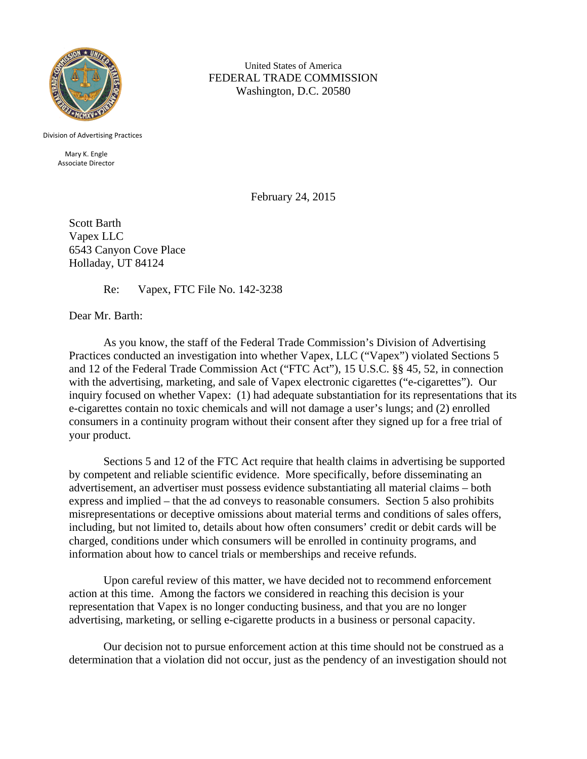United States of America
FEDERAL TRADE COMMISSION
Washington, D.C. 20580

Division of Advertising Practices

Mary K. Engle
Associate Director

February 24, 2015

Scott Barth
Vapex LLC
6543 Canyon Cove Place
Holladay, UT 84124

Re: Vapex, FTC File No. 142-3238

Dear Mr. Barth:

As you know, the staff of the Federal Trade Commission's Division of Advertising Practices conducted an investigation into whether Vapex, LLC ("Vapex") violated Sections 5 and 12 of the Federal Trade Commission Act ("FTC Act"), 15 U.S.C. §§ 45, 52, in connection with the advertising, marketing, and sale of Vapex electronic cigarettes ("e-cigarettes"). Our inquiry focused on whether Vapex: (1) had adequate substantiation for its representations that its e-cigarettes contain no toxic chemicals and will not damage a user's lungs; and (2) enrolled consumers in a continuity program without their consent after they signed up for a free trial of your product.

Sections 5 and 12 of the FTC Act require that health claims in advertising be supported by competent and reliable scientific evidence. More specifically, before disseminating an advertisement, an advertiser must possess evidence substantiating all material claims – both express and implied – that the ad conveys to reasonable consumers. Section 5 also prohibits misrepresentations or deceptive omissions about material terms and conditions of sales offers, including, but not limited to, details about how often consumers' credit or debit cards will be charged, conditions under which consumers will be enrolled in continuity programs, and information about how to cancel trials or memberships and receive refunds.

Upon careful review of this matter, we have decided not to recommend enforcement action at this time. Among the factors we considered in reaching this decision is your representation that Vapex is no longer conducting business, and that you are no longer advertising, marketing, or selling e-cigarette products in a business or personal capacity.

Our decision not to pursue enforcement action at this time should not be construed as a determination that a violation did not occur, just as the pendency of an investigation should not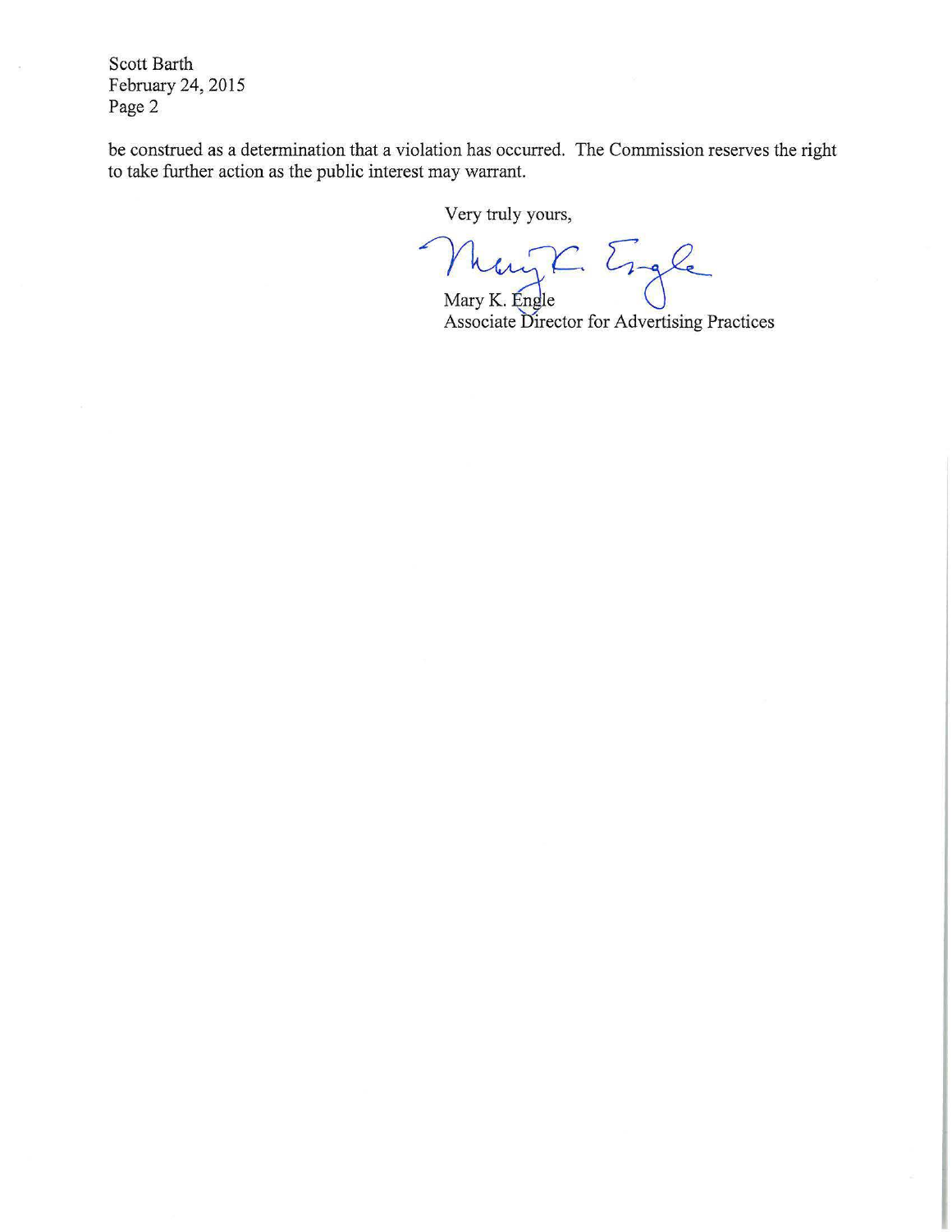be construed as a determination that a violation has occurred. The Commission reserves the right to take further action as the public interest may warrant.

Very truly yours,

Mary K. Engle
Associate Director for Advertising Practices